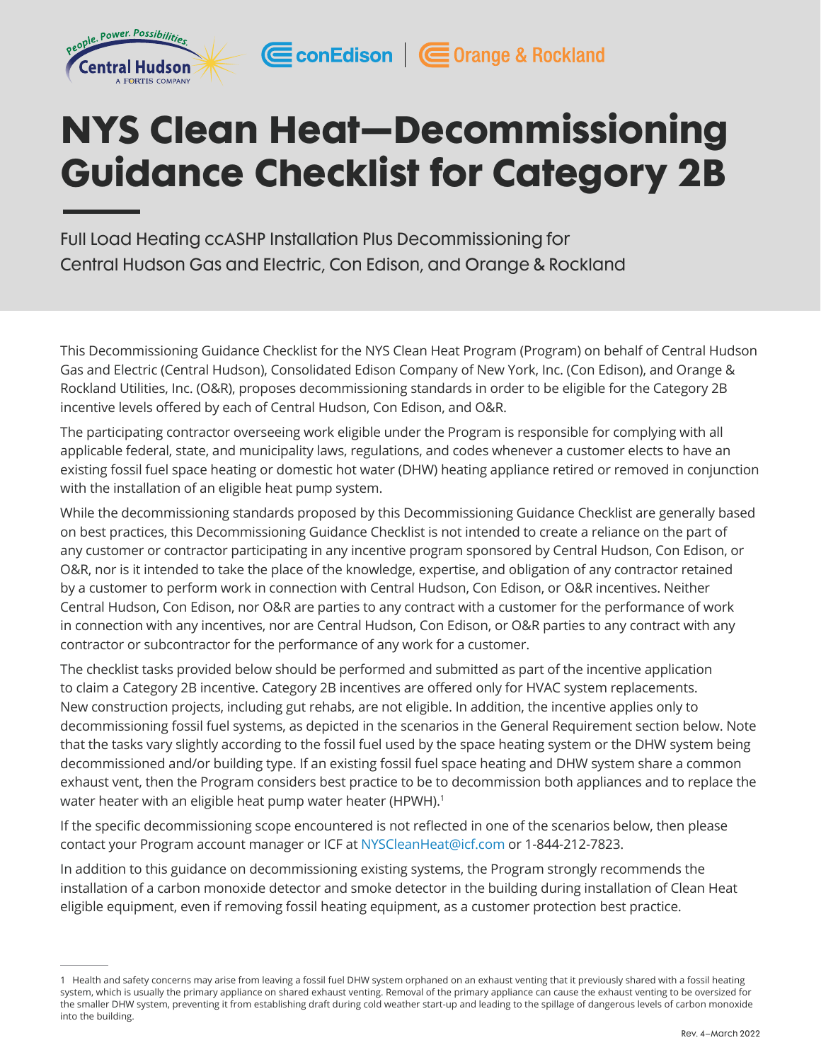# NYS Clean Heat—Decommissioning Guidance Checklist for Category 2B

Full Load Heating ccASHP Installation Plus Decommissioning for Central Hudson Gas and Electric, Con Edison, and Orange & Rockland

This Decommissioning Guidance Checklist for the NYS Clean Heat Program (Program) on behalf of Central Hudson Gas and Electric (Central Hudson), Consolidated Edison Company of New York, Inc. (Con Edison), and Orange & Rockland Utilities, Inc. (O&R), proposes decommissioning standards in order to be eligible for the Category 2B incentive levels offered by each of Central Hudson, Con Edison, and O&R.

The participating contractor overseeing work eligible under the Program is responsible for complying with all applicable federal, state, and municipality laws, regulations, and codes whenever a customer elects to have an existing fossil fuel space heating or domestic hot water (DHW) heating appliance retired or removed in conjunction with the installation of an eligible heat pump system.

While the decommissioning standards proposed by this Decommissioning Guidance Checklist are generally based on best practices, this Decommissioning Guidance Checklist is not intended to create a reliance on the part of any customer or contractor participating in any incentive program sponsored by Central Hudson, Con Edison, or O&R, nor is it intended to take the place of the knowledge, expertise, and obligation of any contractor retained by a customer to perform work in connection with Central Hudson, Con Edison, or O&R incentives. Neither Central Hudson, Con Edison, nor O&R are parties to any contract with a customer for the performance of work in connection with any incentives, nor are Central Hudson, Con Edison, or O&R parties to any contract with any contractor or subcontractor for the performance of any work for a customer.

The checklist tasks provided below should be performed and submitted as part of the incentive application to claim a Category 2B incentive. Category 2B incentives are offered only for HVAC system replacements. New construction projects, including gut rehabs, are not eligible. In addition, the incentive applies only to decommissioning fossil fuel systems, as depicted in the scenarios in the General Requirement section below. Note that the tasks vary slightly according to the fossil fuel used by the space heating system or the DHW system being decommissioned and/or building type. If an existing fossil fuel space heating and DHW system share a common exhaust vent, then the Program considers best practice to be to decommission both appliances and to replace the water heater with an eligible heat pump water heater (HPWH).[1]

If the specific decommissioning scope encountered is not reflected in one of the scenarios below, then please contact your Program account manager or ICF at NYSCleanHeat@icf.com or 1-844-212-7823.

In addition to this guidance on decommissioning existing systems, the Program strongly recommends the installation of a carbon monoxide detector and smoke detector in the building during installation of Clean Heat eligible equipment, even if removing fossil heating equipment, as a customer protection best practice.

---

1 Health and safety concerns may arise from leaving a fossil fuel DHW system orphaned on an exhaust venting that it previously shared with a fossil heating system, which is usually the primary appliance on shared exhaust venting. Removal of the primary appliance can cause the exhaust venting to be oversized for the smaller DHW system, preventing it from establishing draft during cold weather start-up and leading to the spillage of dangerous levels of carbon monoxide into the building.

Rev. 4–March 2022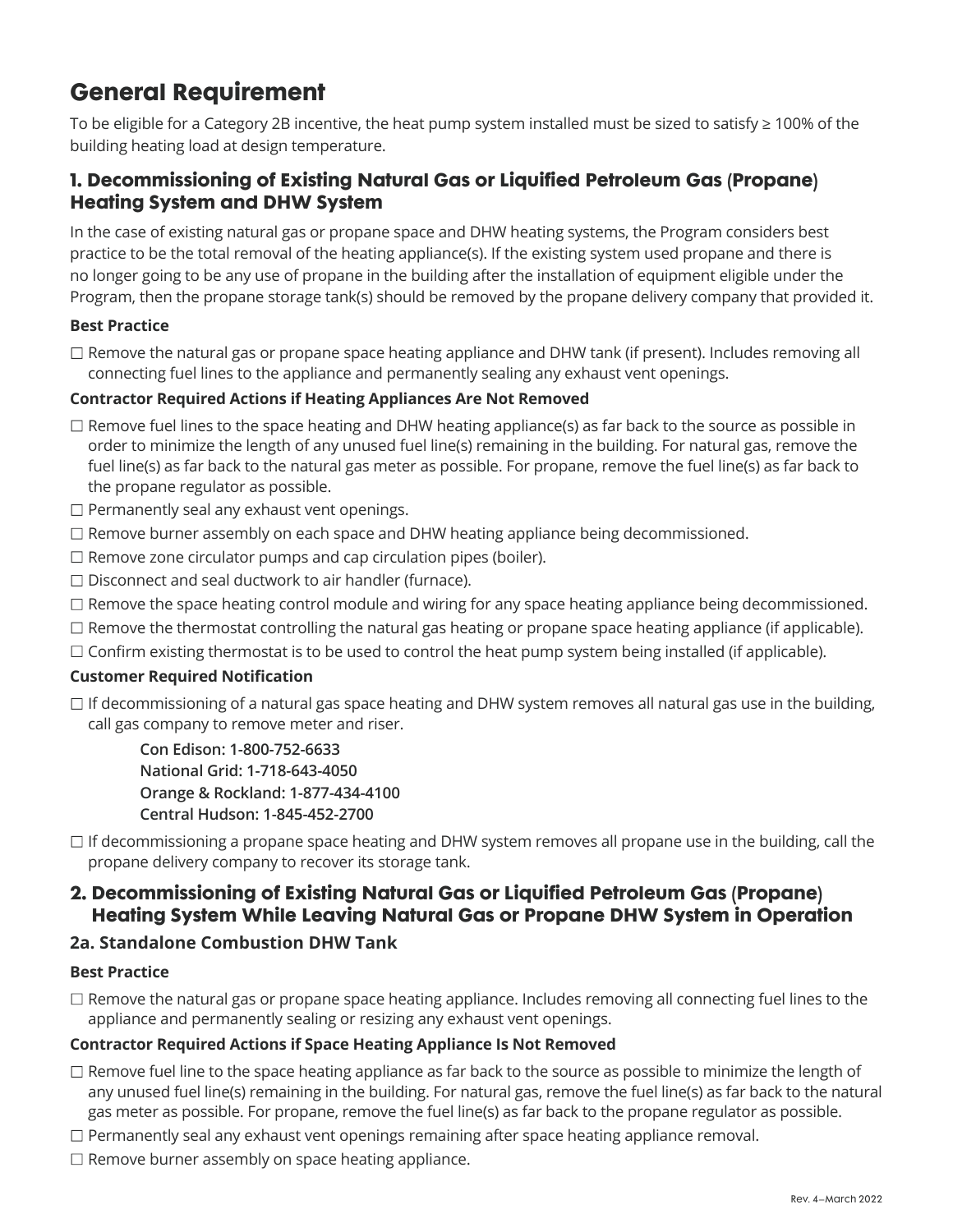# General Requirement

To be eligible for a Category 2B incentive, the heat pump system installed must be sized to satisfy ≥ 100% of the building heating load at design temperature.

## 1. Decommissioning of Existing Natural Gas or Liquified Petroleum Gas (Propane) Heating System and DHW System

In the case of existing natural gas or propane space and DHW heating systems, the Program considers best practice to be the total removal of the heating appliance(s). If the existing system used propane and there is no longer going to be any use of propane in the building after the installation of equipment eligible under the Program, then the propane storage tank(s) should be removed by the propane delivery company that provided it.

**Best Practice**

☐ Remove the natural gas or propane space heating appliance and DHW tank (if present). Includes removing all connecting fuel lines to the appliance and permanently sealing any exhaust vent openings.

**Contractor Required Actions if Heating Appliances Are Not Removed**

☐ Remove fuel lines to the space heating and DHW heating appliance(s) as far back to the source as possible in order to minimize the length of any unused fuel line(s) remaining in the building. For natural gas, remove the fuel line(s) as far back to the natural gas meter as possible. For propane, remove the fuel line(s) as far back to the propane regulator as possible.

☐ Permanently seal any exhaust vent openings.

☐ Remove burner assembly on each space and DHW heating appliance being decommissioned.

☐ Remove zone circulator pumps and cap circulation pipes (boiler).

☐ Disconnect and seal ductwork to air handler (furnace).

☐ Remove the space heating control module and wiring for any space heating appliance being decommissioned.

☐ Remove the thermostat controlling the natural gas heating or propane space heating appliance (if applicable).

☐ Confirm existing thermostat is to be used to control the heat pump system being installed (if applicable).

**Customer Required Notification**

☐ If decommissioning of a natural gas space heating and DHW system removes all natural gas use in the building, call gas company to remove meter and riser.

> **Con Edison: 1-800-752-6633**
> **National Grid: 1-718-643-4050**
> **Orange & Rockland: 1-877-434-4100**
> **Central Hudson: 1-845-452-2700**

☐ If decommissioning a propane space heating and DHW system removes all propane use in the building, call the propane delivery company to recover its storage tank.

## 2. Decommissioning of Existing Natural Gas or Liquified Petroleum Gas (Propane) Heating System While Leaving Natural Gas or Propane DHW System in Operation

### 2a. Standalone Combustion DHW Tank

**Best Practice**

☐ Remove the natural gas or propane space heating appliance. Includes removing all connecting fuel lines to the appliance and permanently sealing or resizing any exhaust vent openings.

**Contractor Required Actions if Space Heating Appliance Is Not Removed**

☐ Remove fuel line to the space heating appliance as far back to the source as possible to minimize the length of any unused fuel line(s) remaining in the building. For natural gas, remove the fuel line(s) as far back to the natural gas meter as possible. For propane, remove the fuel line(s) as far back to the propane regulator as possible.

☐ Permanently seal any exhaust vent openings remaining after space heating appliance removal.

☐ Remove burner assembly on space heating appliance.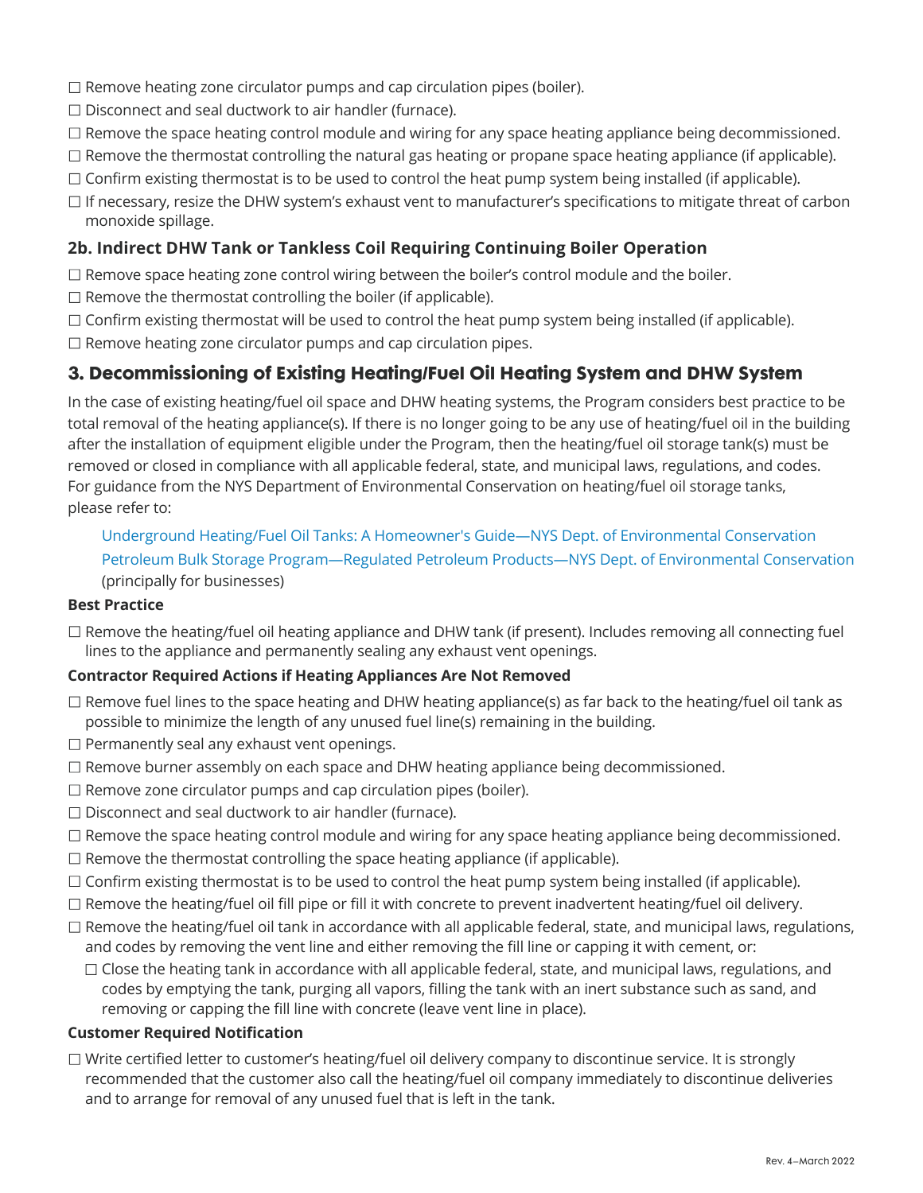- ☐ Remove heating zone circulator pumps and cap circulation pipes (boiler).
- ☐ Disconnect and seal ductwork to air handler (furnace).
- ☐ Remove the space heating control module and wiring for any space heating appliance being decommissioned.
- ☐ Remove the thermostat controlling the natural gas heating or propane space heating appliance (if applicable).
- ☐ Confirm existing thermostat is to be used to control the heat pump system being installed (if applicable).
- ☐ If necessary, resize the DHW system's exhaust vent to manufacturer's specifications to mitigate threat of carbon monoxide spillage.

### 2b. Indirect DHW Tank or Tankless Coil Requiring Continuing Boiler Operation

- ☐ Remove space heating zone control wiring between the boiler's control module and the boiler.
- ☐ Remove the thermostat controlling the boiler (if applicable).
- ☐ Confirm existing thermostat will be used to control the heat pump system being installed (if applicable).
- ☐ Remove heating zone circulator pumps and cap circulation pipes.

## 3. Decommissioning of Existing Heating/Fuel Oil Heating System and DHW System

In the case of existing heating/fuel oil space and DHW heating systems, the Program considers best practice to be total removal of the heating appliance(s). If there is no longer going to be any use of heating/fuel oil in the building after the installation of equipment eligible under the Program, then the heating/fuel oil storage tank(s) must be removed or closed in compliance with all applicable federal, state, and municipal laws, regulations, and codes. For guidance from the NYS Department of Environmental Conservation on heating/fuel oil storage tanks, please refer to:

> Underground Heating/Fuel Oil Tanks: A Homeowner's Guide—NYS Dept. of Environmental Conservation
>
> Petroleum Bulk Storage Program—Regulated Petroleum Products—NYS Dept. of Environmental Conservation (principally for businesses)

**Best Practice**

- ☐ Remove the heating/fuel oil heating appliance and DHW tank (if present). Includes removing all connecting fuel lines to the appliance and permanently sealing any exhaust vent openings.

**Contractor Required Actions if Heating Appliances Are Not Removed**

- ☐ Remove fuel lines to the space heating and DHW heating appliance(s) as far back to the heating/fuel oil tank as possible to minimize the length of any unused fuel line(s) remaining in the building.
- ☐ Permanently seal any exhaust vent openings.
- ☐ Remove burner assembly on each space and DHW heating appliance being decommissioned.
- ☐ Remove zone circulator pumps and cap circulation pipes (boiler).
- ☐ Disconnect and seal ductwork to air handler (furnace).
- ☐ Remove the space heating control module and wiring for any space heating appliance being decommissioned.
- ☐ Remove the thermostat controlling the space heating appliance (if applicable).
- ☐ Confirm existing thermostat is to be used to control the heat pump system being installed (if applicable).
- ☐ Remove the heating/fuel oil fill pipe or fill it with concrete to prevent inadvertent heating/fuel oil delivery.
- ☐ Remove the heating/fuel oil tank in accordance with all applicable federal, state, and municipal laws, regulations, and codes by removing the vent line and either removing the fill line or capping it with cement, or:
  - ☐ Close the heating tank in accordance with all applicable federal, state, and municipal laws, regulations, and codes by emptying the tank, purging all vapors, filling the tank with an inert substance such as sand, and removing or capping the fill line with concrete (leave vent line in place).

**Customer Required Notification**

- ☐ Write certified letter to customer's heating/fuel oil delivery company to discontinue service. It is strongly recommended that the customer also call the heating/fuel oil company immediately to discontinue deliveries and to arrange for removal of any unused fuel that is left in the tank.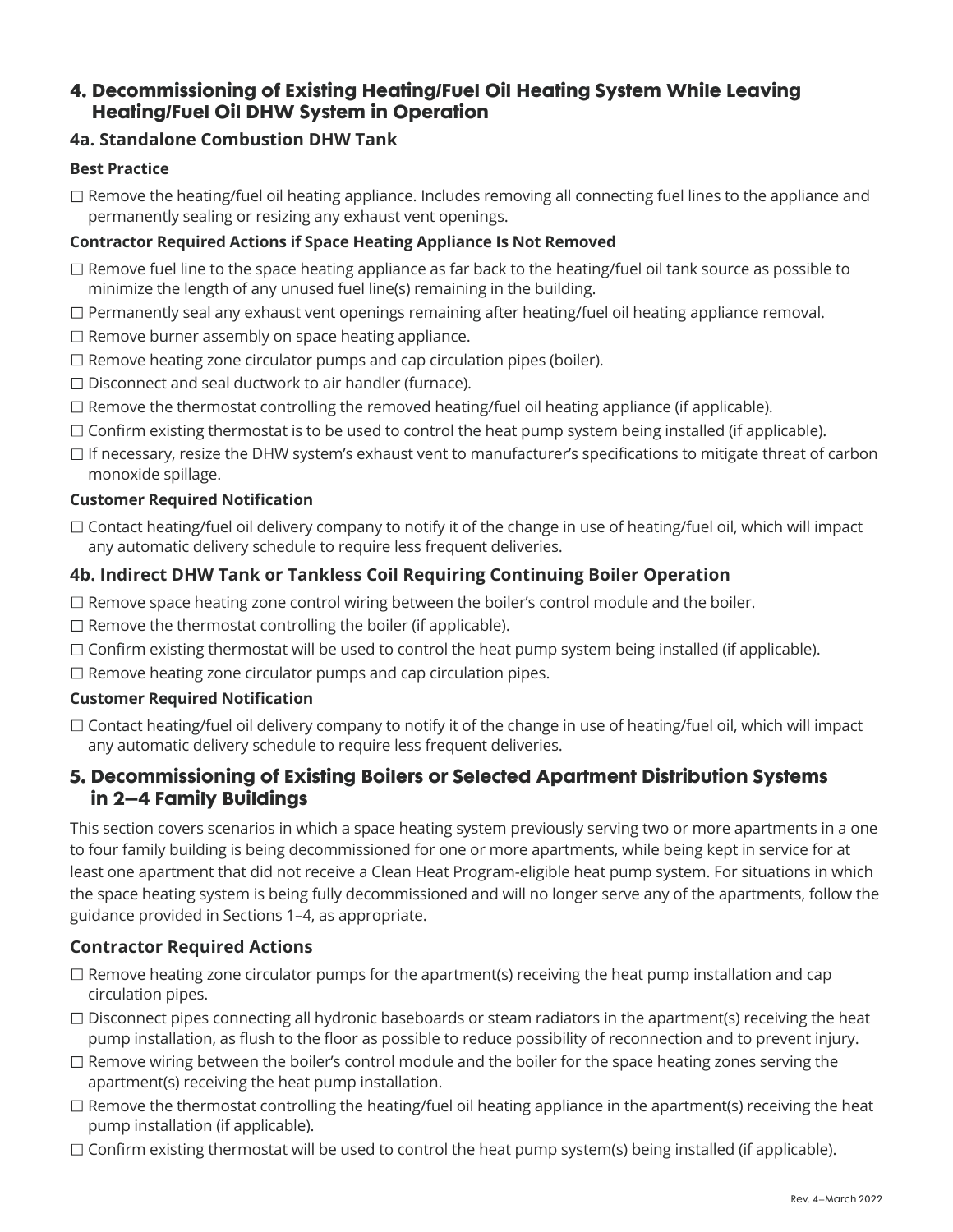## 4. Decommissioning of Existing Heating/Fuel Oil Heating System While Leaving Heating/Fuel Oil DHW System in Operation

### 4a. Standalone Combustion DHW Tank

**Best Practice**

- ☐ Remove the heating/fuel oil heating appliance. Includes removing all connecting fuel lines to the appliance and permanently sealing or resizing any exhaust vent openings.

**Contractor Required Actions if Space Heating Appliance Is Not Removed**

- ☐ Remove fuel line to the space heating appliance as far back to the heating/fuel oil tank source as possible to minimize the length of any unused fuel line(s) remaining in the building.
- ☐ Permanently seal any exhaust vent openings remaining after heating/fuel oil heating appliance removal.
- ☐ Remove burner assembly on space heating appliance.
- ☐ Remove heating zone circulator pumps and cap circulation pipes (boiler).
- ☐ Disconnect and seal ductwork to air handler (furnace).
- ☐ Remove the thermostat controlling the removed heating/fuel oil heating appliance (if applicable).
- ☐ Confirm existing thermostat is to be used to control the heat pump system being installed (if applicable).
- ☐ If necessary, resize the DHW system's exhaust vent to manufacturer's specifications to mitigate threat of carbon monoxide spillage.

**Customer Required Notification**

- ☐ Contact heating/fuel oil delivery company to notify it of the change in use of heating/fuel oil, which will impact any automatic delivery schedule to require less frequent deliveries.

### 4b. Indirect DHW Tank or Tankless Coil Requiring Continuing Boiler Operation

- ☐ Remove space heating zone control wiring between the boiler's control module and the boiler.
- ☐ Remove the thermostat controlling the boiler (if applicable).
- ☐ Confirm existing thermostat will be used to control the heat pump system being installed (if applicable).
- ☐ Remove heating zone circulator pumps and cap circulation pipes.

**Customer Required Notification**

- ☐ Contact heating/fuel oil delivery company to notify it of the change in use of heating/fuel oil, which will impact any automatic delivery schedule to require less frequent deliveries.

## 5. Decommissioning of Existing Boilers or Selected Apartment Distribution Systems in 2–4 Family Buildings

This section covers scenarios in which a space heating system previously serving two or more apartments in a one to four family building is being decommissioned for one or more apartments, while being kept in service for at least one apartment that did not receive a Clean Heat Program-eligible heat pump system. For situations in which the space heating system is being fully decommissioned and will no longer serve any of the apartments, follow the guidance provided in Sections 1–4, as appropriate.

### Contractor Required Actions

- ☐ Remove heating zone circulator pumps for the apartment(s) receiving the heat pump installation and cap circulation pipes.
- ☐ Disconnect pipes connecting all hydronic baseboards or steam radiators in the apartment(s) receiving the heat pump installation, as flush to the floor as possible to reduce possibility of reconnection and to prevent injury.
- ☐ Remove wiring between the boiler's control module and the boiler for the space heating zones serving the apartment(s) receiving the heat pump installation.
- ☐ Remove the thermostat controlling the heating/fuel oil heating appliance in the apartment(s) receiving the heat pump installation (if applicable).
- ☐ Confirm existing thermostat will be used to control the heat pump system(s) being installed (if applicable).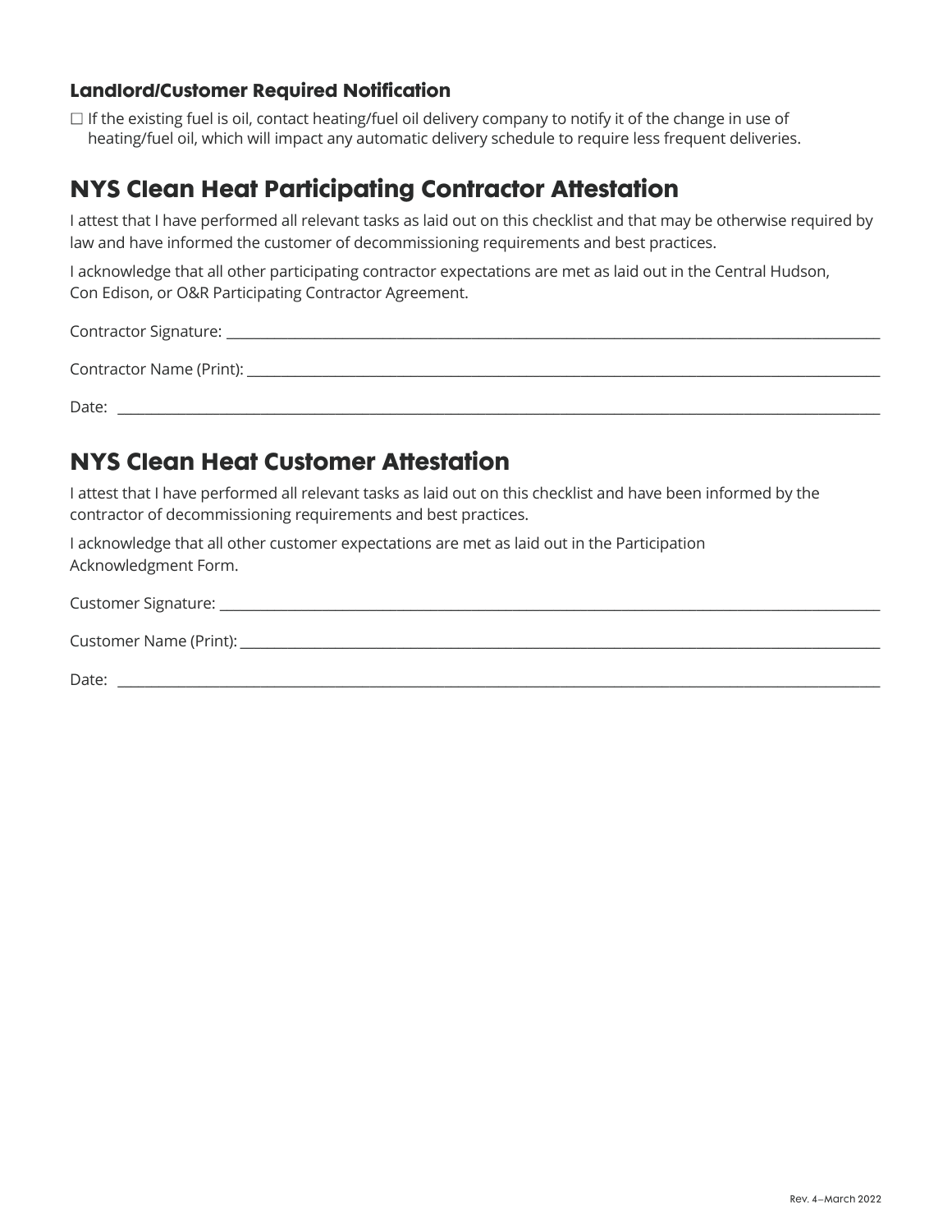### Landlord/Customer Required Notification

☐ If the existing fuel is oil, contact heating/fuel oil delivery company to notify it of the change in use of heating/fuel oil, which will impact any automatic delivery schedule to require less frequent deliveries.

## NYS Clean Heat Participating Contractor Attestation

I attest that I have performed all relevant tasks as laid out on this checklist and that may be otherwise required by law and have informed the customer of decommissioning requirements and best practices.

I acknowledge that all other participating contractor expectations are met as laid out in the Central Hudson, Con Edison, or O&R Participating Contractor Agreement.

Contractor Signature: ______________________________

Contractor Name (Print): ______________________________

Date: ______________________________

## NYS Clean Heat Customer Attestation

I attest that I have performed all relevant tasks as laid out on this checklist and have been informed by the contractor of decommissioning requirements and best practices.

I acknowledge that all other customer expectations are met as laid out in the Participation Acknowledgment Form.

Customer Signature: ______________________________

Customer Name (Print): ______________________________

Date: ______________________________

Rev. 4–March 2022